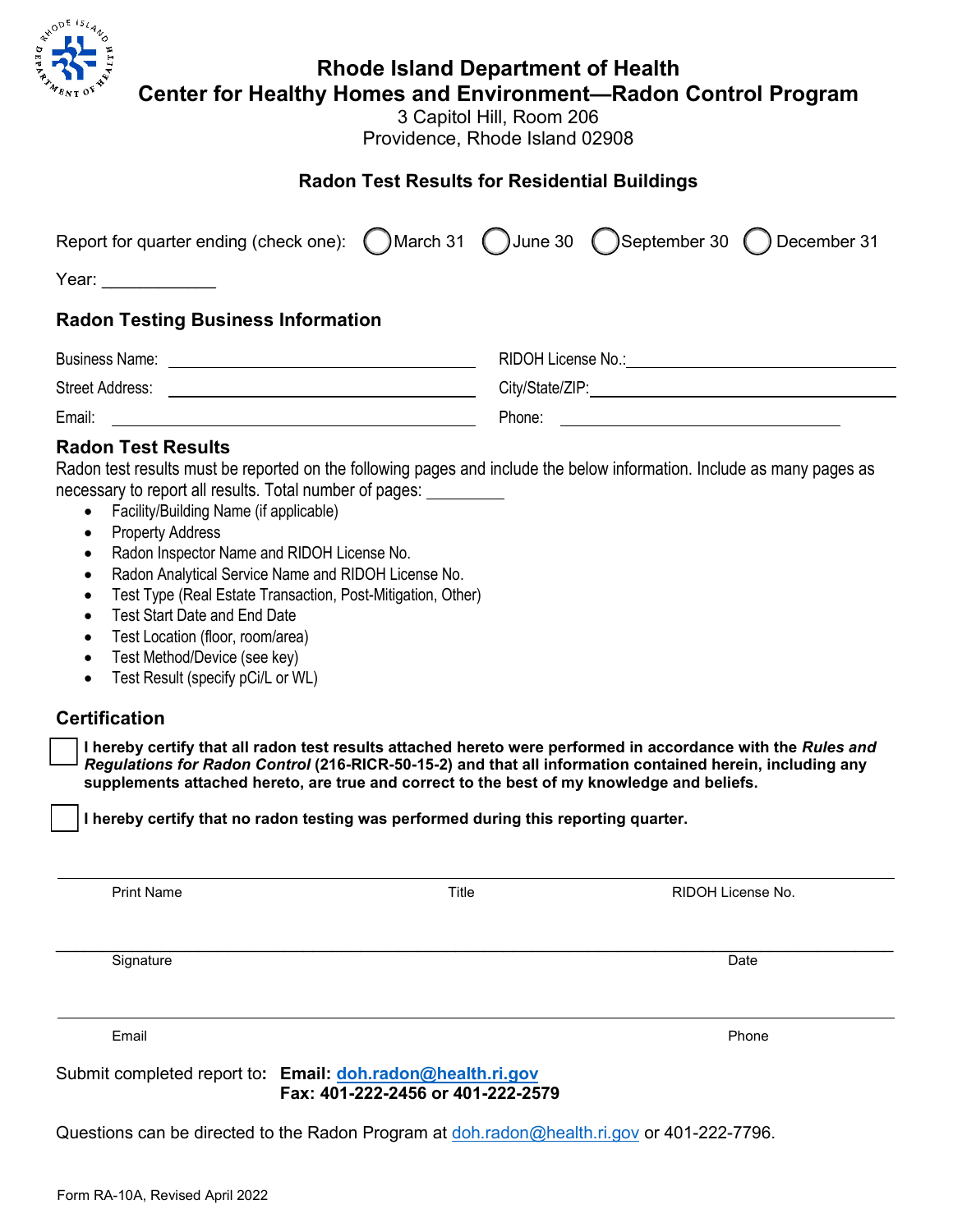# Rhode Island Department of Health
# Center for Healthy Homes and Environment—Radon Control Program

3 Capitol Hill, Room 206
Providence, Rhode Island 02908

## Radon Test Results for Residential Buildings

Report for quarter ending (check one): ◯ March 31 ◯ June 30 ◯ September 30 ◯ December 31

Year: ____________

### Radon Testing Business Information

| | | | |
|---|---|---|---|
| Business Name: | | RIDOH License No.: | |
| Street Address: | | City/State/ZIP: | |
| Email: | | Phone: | |

### Radon Test Results

Radon test results must be reported on the following pages and include the below information. Include as many pages as necessary to report all results. Total number of pages: _________

- Facility/Building Name (if applicable)
- Property Address
- Radon Inspector Name and RIDOH License No.
- Radon Analytical Service Name and RIDOH License No.
- Test Type (Real Estate Transaction, Post-Mitigation, Other)
- Test Start Date and End Date
- Test Location (floor, room/area)
- Test Method/Device (see key)
- Test Result (specify pCi/L or WL)

### Certification

☐ **I hereby certify that all radon test results attached hereto were performed in accordance with the *Rules and Regulations for Radon Control* (216-RICR-50-15-2) and that all information contained herein, including any supplements attached hereto, are true and correct to the best of my knowledge and beliefs.**

☐ **I hereby certify that no radon testing was performed during this reporting quarter.**

| | | |
|---|---|---|
| Print Name | Title | RIDOH License No. |

| | |
|---|---|
| Signature | Date |

| | |
|---|---|
| Email | Phone |

Submit completed report to: **Email: doh.radon@health.ri.gov**
**Fax: 401-222-2456 or 401-222-2579**

Questions can be directed to the Radon Program at doh.radon@health.ri.gov or 401-222-7796.

Form RA-10A, Revised April 2022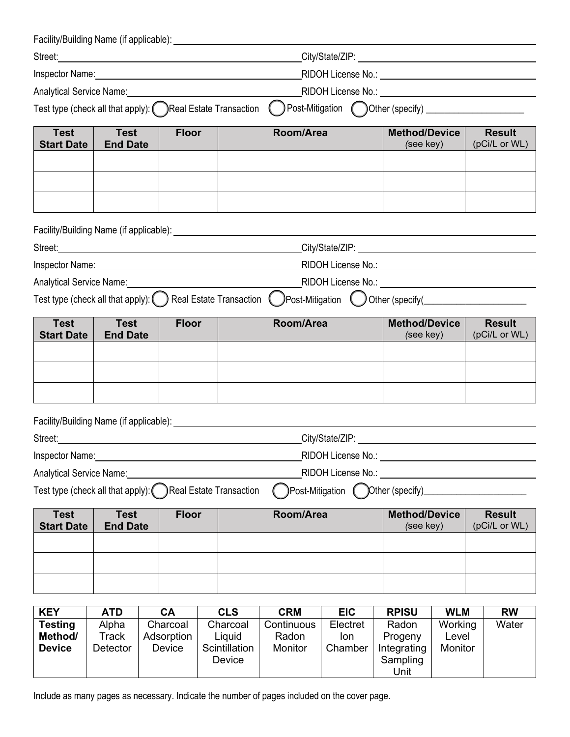Facility/Building Name (if applicable): ____________________

Street: ____________________ City/State/ZIP: ____________________

Inspector Name: ____________________ RIDOH License No.: ____________________

Analytical Service Name: ____________________ RIDOH License No.: ____________________

Test type (check all that apply): ◯ Real Estate Transaction ◯ Post-Mitigation ◯ Other (specify) ____________________

| Test Start Date | Test End Date | Floor | Room/Area | Method/Device (see key) | Result (pCi/L or WL) |
|---|---|---|---|---|---|
| | | | | | |
| | | | | | |
| | | | | | |

Facility/Building Name (if applicable): ____________________

Street: ____________________ City/State/ZIP: ____________________

Inspector Name: ____________________ RIDOH License No.: ____________________

Analytical Service Name: ____________________ RIDOH License No.: ____________________

Test type (check all that apply): ◯ Real Estate Transaction ◯ Post-Mitigation ◯ Other (specify(____________________

| Test Start Date | Test End Date | Floor | Room/Area | Method/Device (see key) | Result (pCi/L or WL) |
|---|---|---|---|---|---|
| | | | | | |
| | | | | | |
| | | | | | |

Facility/Building Name (if applicable): ____________________

Street: ____________________ City/State/ZIP: ____________________

Inspector Name: ____________________ RIDOH License No.: ____________________

Analytical Service Name: ____________________ RIDOH License No.: ____________________

Test type (check all that apply): ◯ Real Estate Transaction ◯ Post-Mitigation ◯ Other (specify)____________________

| Test Start Date | Test End Date | Floor | Room/Area | Method/Device (see key) | Result (pCi/L or WL) |
|---|---|---|---|---|---|
| | | | | | |
| | | | | | |
| | | | | | |

| KEY | ATD | CA | CLS | CRM | EIC | RPISU | WLM | RW |
|---|---|---|---|---|---|---|---|---|
| **Testing Method/ Device** | Alpha Track Detector | Charcoal Adsorption Device | Charcoal Liquid Scintillation Device | Continuous Radon Monitor | Electret Ion Chamber | Radon Progeny Integrating Sampling Unit | Working Level Monitor | Water |

Include as many pages as necessary. Indicate the number of pages included on the cover page.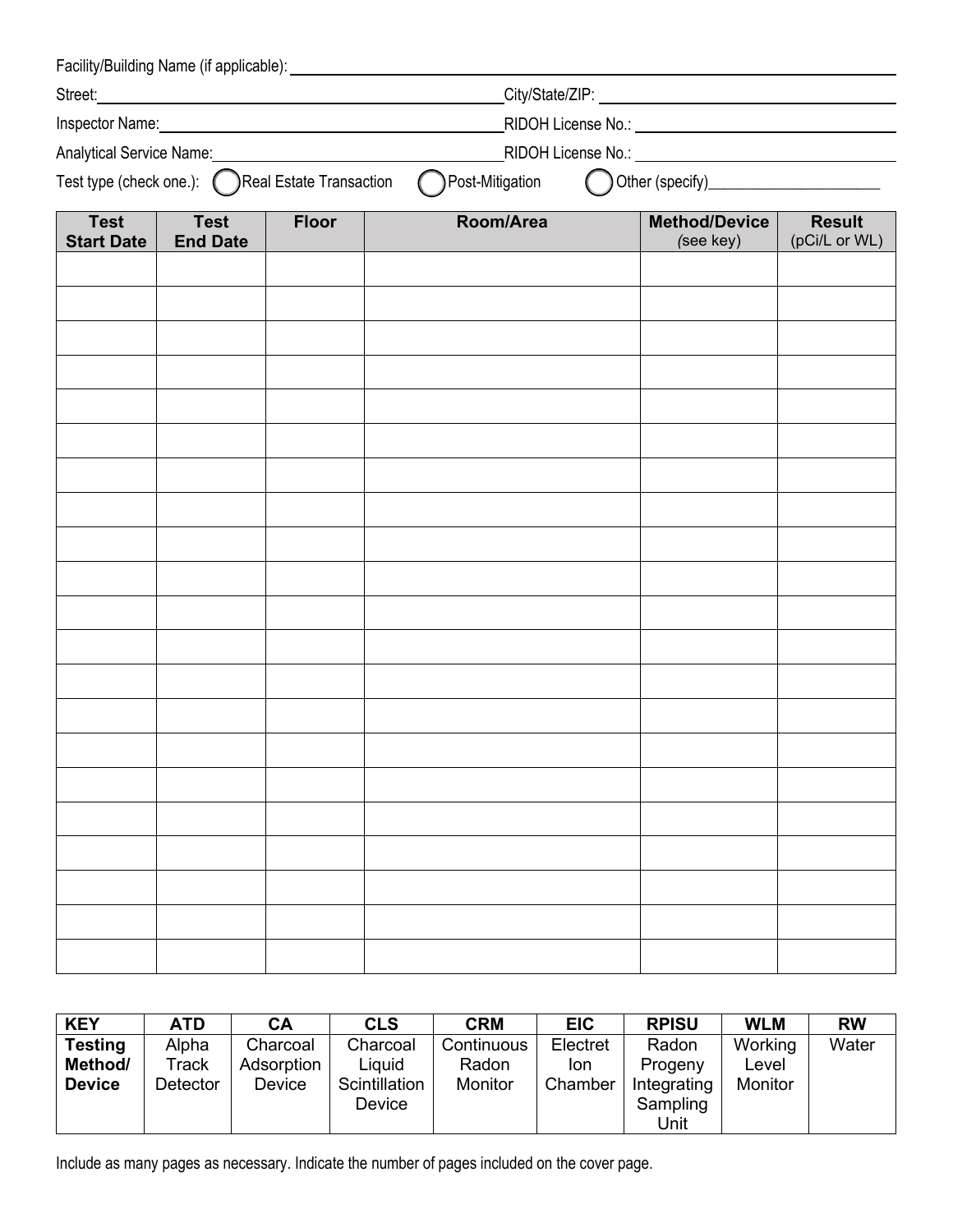Facility/Building Name (if applicable): ____________________

Street: ____________________ City/State/ZIP: ____________________

Inspector Name: ____________________ RIDOH License No.: ____________________

Analytical Service Name: ____________________ RIDOH License No.: ____________________

Test type (check one.): ◯ Real Estate Transaction ◯ Post-Mitigation ◯ Other (specify)____________________

| Test Start Date | Test End Date | Floor | Room/Area | Method/Device (see key) | Result (pCi/L or WL) |
|---|---|---|---|---|---|
| | | | | | |
| | | | | | |
| | | | | | |
| | | | | | |
| | | | | | |
| | | | | | |
| | | | | | |
| | | | | | |
| | | | | | |
| | | | | | |
| | | | | | |
| | | | | | |
| | | | | | |
| | | | | | |
| | | | | | |
| | | | | | |
| | | | | | |
| | | | | | |
| | | | | | |
| | | | | | |
| | | | | | |

| KEY | ATD | CA | CLS | CRM | EIC | RPISU | WLM | RW |
|---|---|---|---|---|---|---|---|---|
| **Testing Method/ Device** | Alpha Track Detector | Charcoal Adsorption Device | Charcoal Liquid Scintillation Device | Continuous Radon Monitor | Electret Ion Chamber | Radon Progeny Integrating Sampling Unit | Working Level Monitor | Water |

Include as many pages as necessary. Indicate the number of pages included on the cover page.